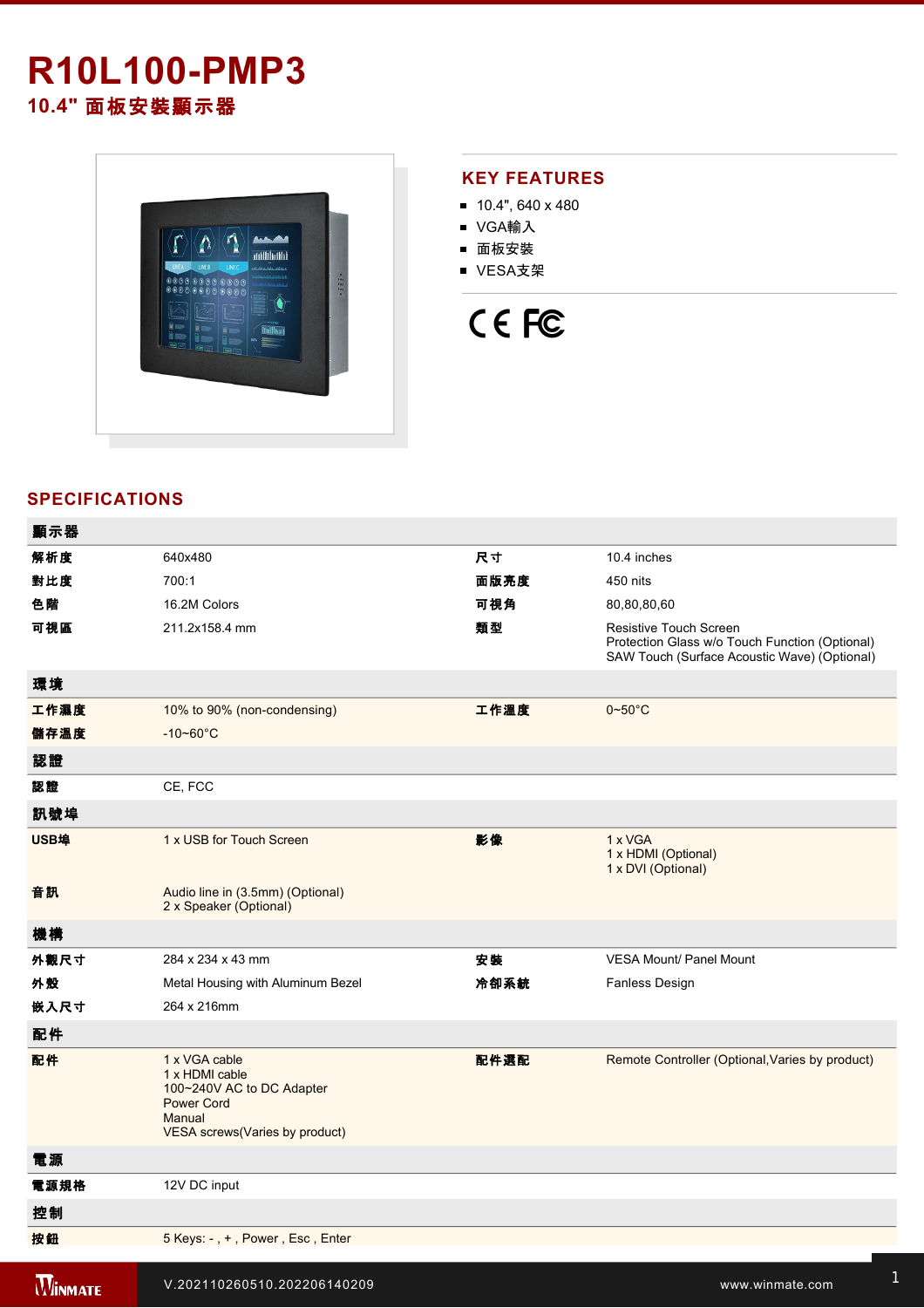# R10L100-PMP3

## 10.4" 面板安裝顯示器

## KEY FEATURES

- 10.4", 640 x 480
- VGA輸入
- 面板安裝
- VESA支架

## SPECIFICATIONS

| 顯示器 | | | |
|---|---|---|---|
| 解析度 | 640x480 | 尺寸 | 10.4 inches |
| 對比度 | 700:1 | 面版亮度 | 450 nits |
| 色階 | 16.2M Colors | 可視角 | 80,80,80,60 |
| 可視區 | 211.2x158.4 mm | 類型 | Resistive Touch Screen<br>Protection Glass w/o Touch Function (Optional)<br>SAW Touch (Surface Acoustic Wave) (Optional) |
| **環境** | | | |
| 工作濕度 | 10% to 90% (non-condensing) | 工作溫度 | 0~50°C |
| 儲存溫度 | -10~60°C | | |
| **認證** | | | |
| 認證 | CE, FCC | | |
| **訊號埠** | | | |
| USB埠 | 1 x USB for Touch Screen | 影像 | 1 x VGA<br>1 x HDMI (Optional)<br>1 x DVI (Optional) |
| 音訊 | Audio line in (3.5mm) (Optional)<br>2 x Speaker (Optional) | | |
| **機構** | | | |
| 外觀尺寸 | 284 x 234 x 43 mm | 安裝 | VESA Mount/ Panel Mount |
| 外殼 | Metal Housing with Aluminum Bezel | 冷卻系統 | Fanless Design |
| 嵌入尺寸 | 264 x 216mm | | |
| **配件** | | | |
| 配件 | 1 x VGA cable<br>1 x HDMI cable<br>100~240V AC to DC Adapter<br>Power Cord<br>Manual<br>VESA screws(Varies by product) | 配件選配 | Remote Controller (Optional,Varies by product) |
| **電源** | | | |
| 電源規格 | 12V DC input | | |
| **控制** | | | |
| 按鈕 | 5 Keys: - , + , Power , Esc , Enter | | |

V.202110260510.202206140209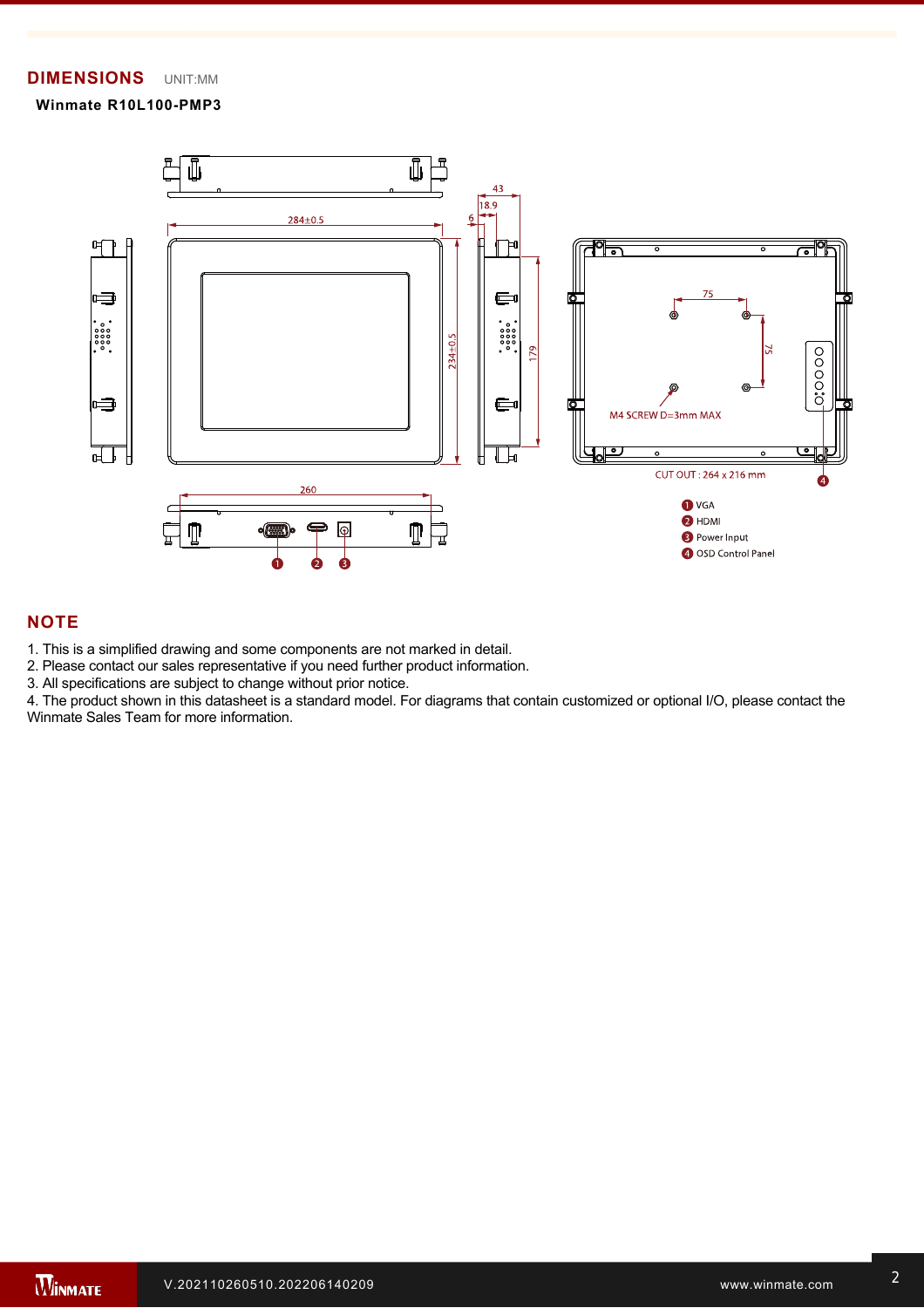## DIMENSIONS UNIT:MM

**Winmate R10L100-PMP3**

284±0.5

234±0.5

43

18.9

6

179

75

75

M4 SCREW D=3mm MAX

CUT OUT : 264 x 216 mm

260

1. VGA
2. HDMI
3. Power Input
4. OSD Control Panel

## NOTE

1. This is a simplified drawing and some components are not marked in detail.
2. Please contact our sales representative if you need further product information.
3. All specifications are subject to change without prior notice.
4. The product shown in this datasheet is a standard model. For diagrams that contain customized or optional I/O, please contact the Winmate Sales Team for more information.